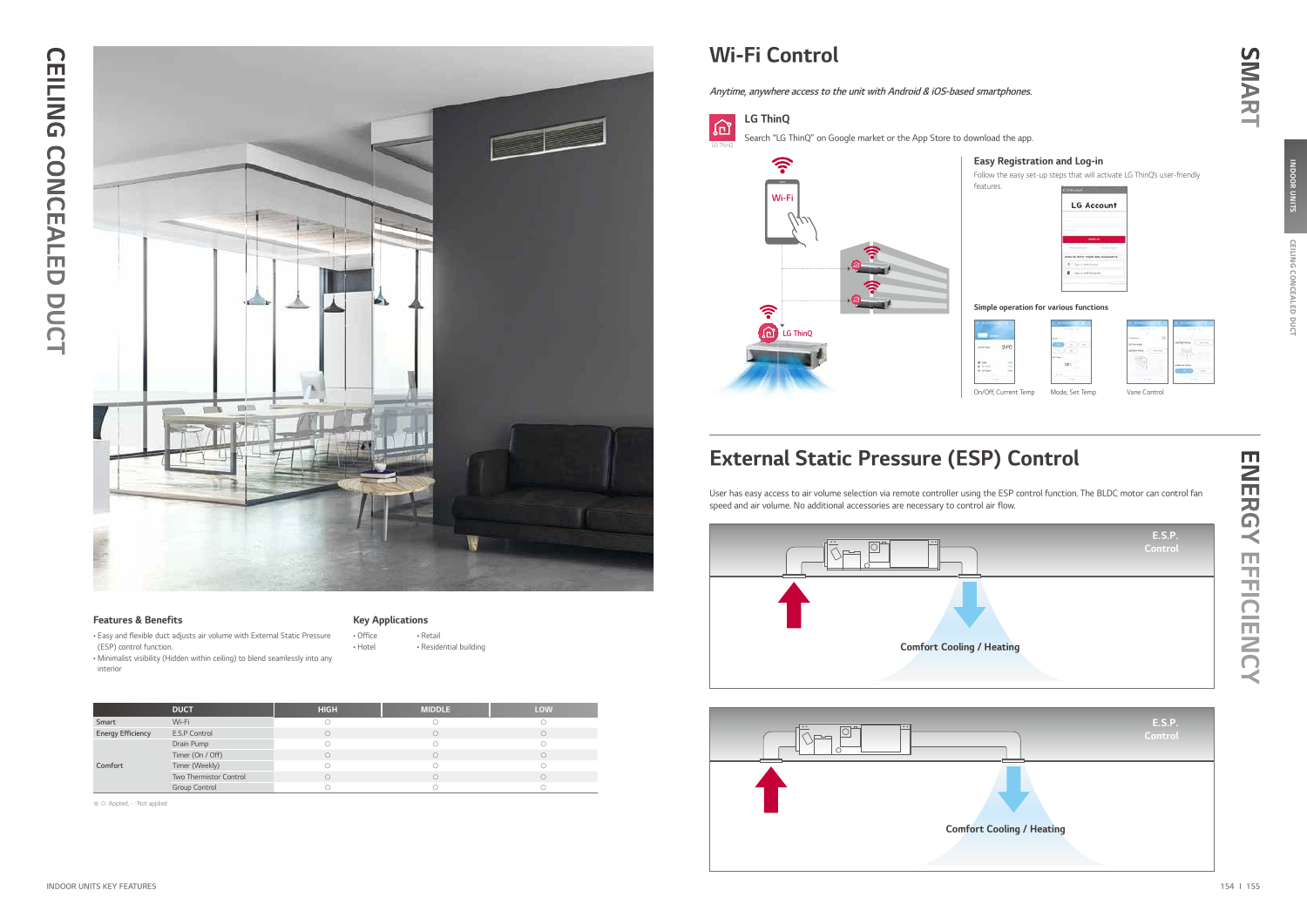# CEILING CONCEALED DUCT

### Features & Benefits

- Easy and flexible duct adjusts air volume with External Static Pressure (ESP) control function.
- Minimalist visibility (Hidden within ceiling) to blend seamlessly into any interior

### Key Applications

- Office
- Hotel
- Retail
- Residential building

| | DUCT | HIGH | MIDDLE | LOW |
|---|---|---|---|---|
| Smart | Wi-Fi | ○ | ○ | ○ |
| Energy Efficiency | E.S.P Control | ○ | ○ | ○ |
| Comfort | Drain Pump | ○ | ○ | ○ |
| | Timer (On / Off) | ○ | ○ | ○ |
| | Timer (Weekly) | ○ | ○ | ○ |
| | Two Thermistor Control | ○ | ○ | ○ |
| | Group Control | ○ | ○ | ○ |

※ ○ : Applied, - : Not applied

# SMART

## Wi-Fi Control

*Anytime, anywhere access to the unit with Android & iOS-based smartphones.*

### LG ThinQ

Search "LG ThinQ" on Google market or the App Store to download the app.

**Easy Registration and Log-in**

Follow the easy set-up steps that will activate LG ThinQ's user-friendly features.

**Simple operation for various functions**

On/Off, Current Temp | Mode, Set Temp | Vane Control

# ENERGY EFFICIENCY

## External Static Pressure (ESP) Control

User has easy access to air volume selection via remote controller using the ESP control function. The BLDC motor can control fan speed and air volume. No additional accessories are necessary to control air flow.

E.S.P. Control

Comfort Cooling / Heating

E.S.P. Control

Comfort Cooling / Heating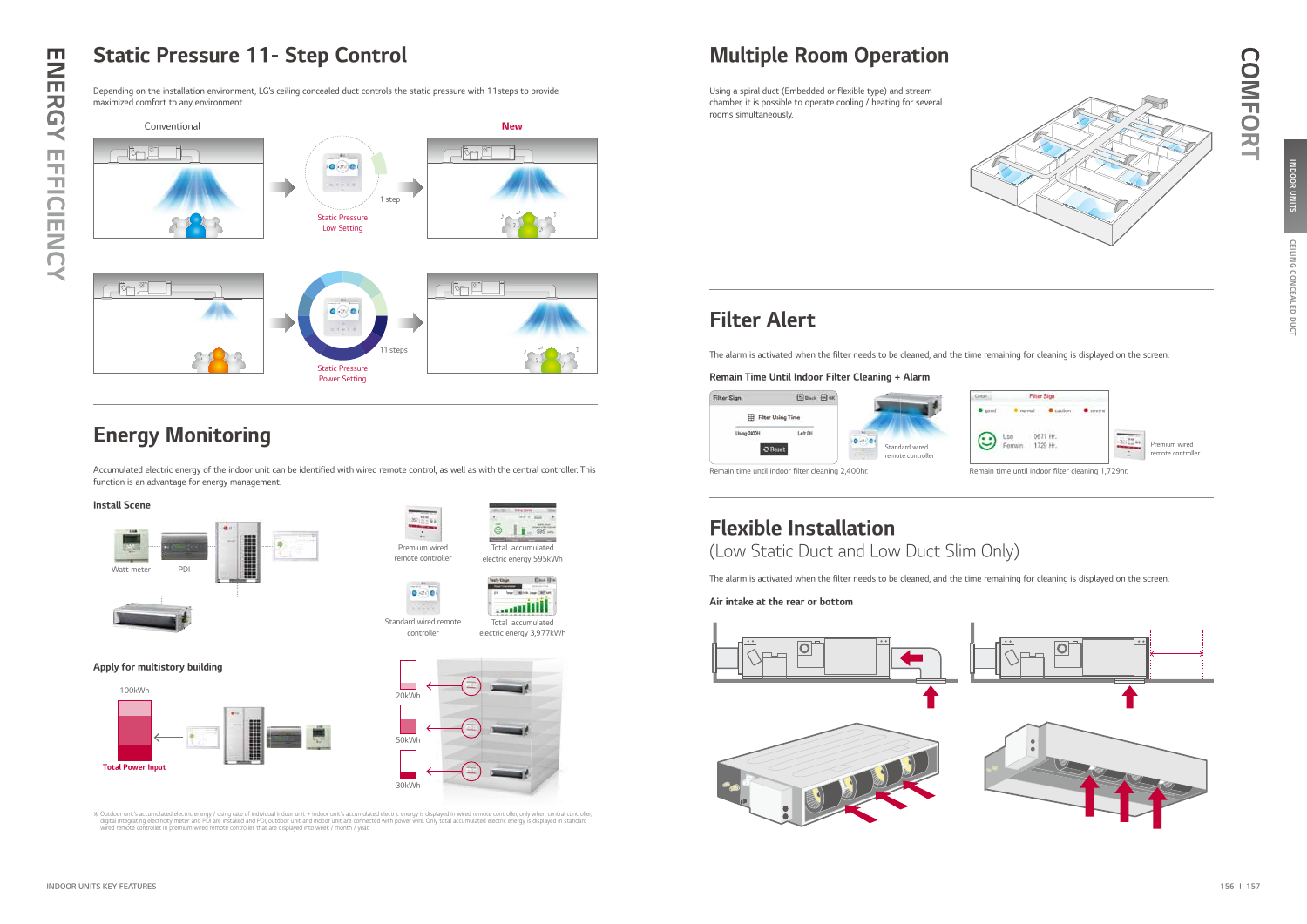# ENERGY EFFICIENCY

## Static Pressure 11- Step Control

Depending on the installation environment, LG's ceiling concealed duct controls the static pressure with 11steps to provide maximized comfort to any environment.

Conventional

New

Static Pressure Low Setting

1 step

Static Pressure Power Setting

11 steps

## Energy Monitoring

Accumulated electric energy of the indoor unit can be identified with wired remote control, as well as with the central controller. This function is an advantage for energy management.

**Install Scene**

Watt meter

PDI

Premium wired remote controller

Total accumulated electric energy 595kWh

Standard wired remote controller

Total accumulated electric energy 3,977kWh

**Apply for multistory building**

100kWh

Total Power Input

20kWh

50kWh

30kWh

※ Outdoor unit's accumulated electric energy / using rate of individual indoor unit + indoor unit's accumulated electric energy is displayed in wired remote controller, only when central controller, digital integrating electricity meter and PDI are installed and PDI, outdoor unit and indoor unit are connected with power wire. Only total accumulated electric energy is displayed in standard wired remote controller. In premium wired remote controller, that are displayed into week / month / year.

# COMFORT

## Multiple Room Operation

Using a spiral duct (Embedded or flexible type) and stream chamber, it is possible to operate cooling / heating for several rooms simultaneously.

## Filter Alert

The alarm is activated when the filter needs to be cleaned, and the time remaining for cleaning is displayed on the screen.

**Remain Time Until Indoor Filter Cleaning + Alarm**

Standard wired remote controller

Remain time until indoor filter cleaning 2,400hr.

Premium wired remote controller

Remain time until indoor filter cleaning 1,729hr.

## Flexible Installation
(Low Static Duct and Low Duct Slim Only)

The alarm is activated when the filter needs to be cleaned, and the time remaining for cleaning is displayed on the screen.

**Air intake at the rear or bottom**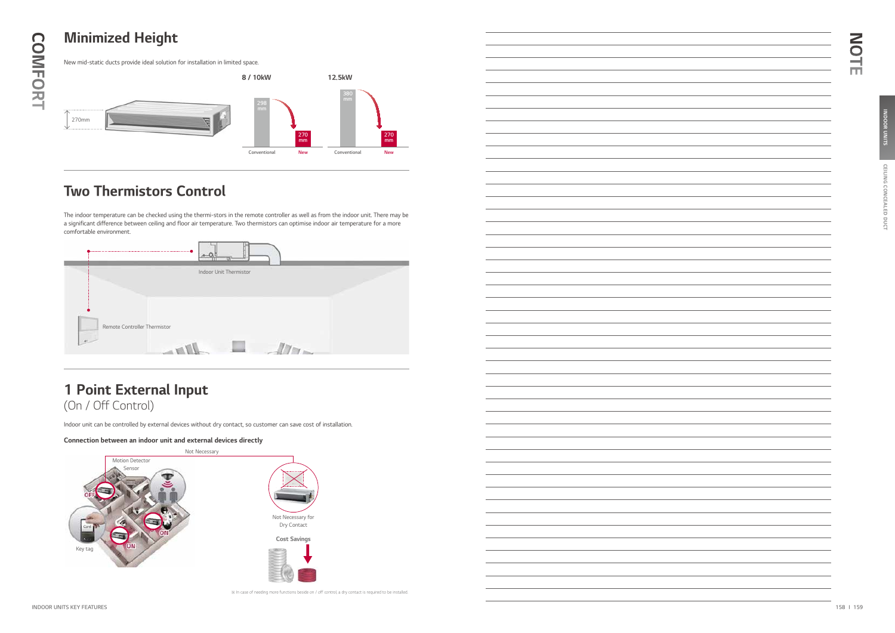COMFORT

## Minimized Height

New mid-static ducts provide ideal solution for installation in limited space.

270mm

8 / 10kW

298 mm

270 mm

Conventional

New

12.5kW

380 mm

270 mm

Conventional

New

## Two Thermistors Control

The indoor temperature can be checked using the thermi-stors in the remote controller as well as from the indoor unit. There may be a significant difference between ceiling and floor air temperature. Two thermistors can optimise indoor air temperature for a more comfortable environment.

Indoor Unit Thermistor

Remote Controller Thermistor

## 1 Point External Input
(On / Off Control)

Indoor unit can be controlled by external devices without dry contact, so customer can save cost of installation.

**Connection between an indoor unit and external devices directly**

Not Necessary

Motion Detector Sensor

OFF

ON

ON

Card

Key tag

Not Necessary for Dry Contact

**Cost Savings**

※ In case of needing more functions beside on / off control, a dry contact is required to be installed.

NOTE